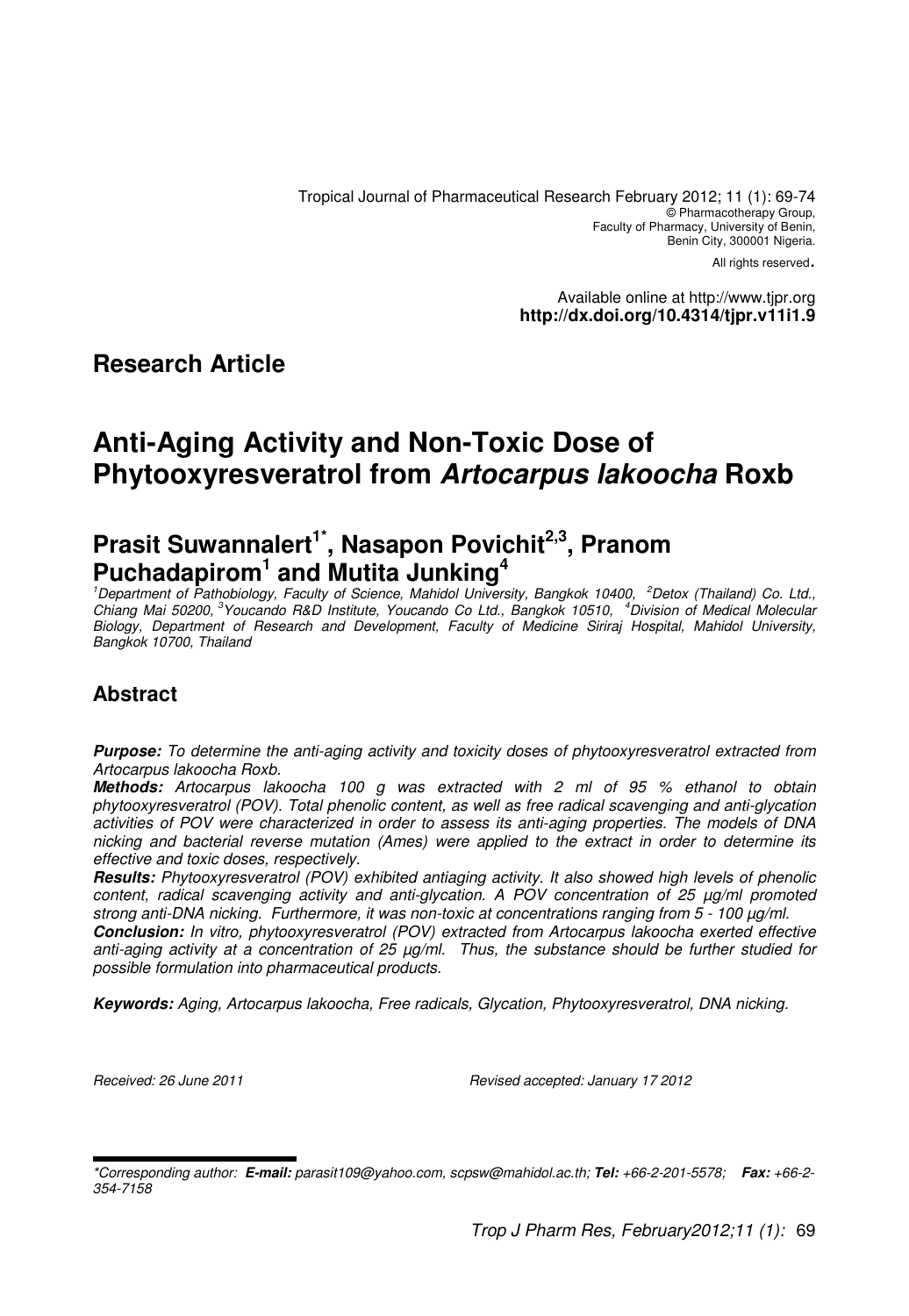Tropical Journal of Pharmaceutical Research February 2012; 11 (1): 69-74
© Pharmacotherapy Group,
Faculty of Pharmacy, University of Benin,
Benin City, 300001 Nigeria.
All rights reserved.

Available online at http://www.tjpr.org
**http://dx.doi.org/10.4314/tjpr.v11i1.9**

## Research Article

# Anti-Aging Activity and Non-Toxic Dose of Phytooxyresveratrol from *Artocarpus lakoocha* Roxb

## Prasit Suwannalert[1*], Nasapon Povichit[2,3], Pranom Puchadapirom[1] and Mutita Junking[4]

*[1]Department of Pathobiology, Faculty of Science, Mahidol University, Bangkok 10400, [2]Detox (Thailand) Co. Ltd., Chiang Mai 50200, [3]Youcando R&D Institute, Youcando Co Ltd., Bangkok 10510, [4]Division of Medical Molecular Biology, Department of Research and Development, Faculty of Medicine Siriraj Hospital, Mahidol University, Bangkok 10700, Thailand*

## Abstract

***Purpose:*** *To determine the anti-aging activity and toxicity doses of phytooxyresveratrol extracted from Artocarpus lakoocha Roxb.*

***Methods:*** *Artocarpus lakoocha 100 g was extracted with 2 ml of 95 % ethanol to obtain phytooxyresveratrol (POV). Total phenolic content, as well as free radical scavenging and anti-glycation activities of POV were characterized in order to assess its anti-aging properties. The models of DNA nicking and bacterial reverse mutation (Ames) were applied to the extract in order to determine its effective and toxic doses, respectively.*

***Results:*** *Phytooxyresveratrol (POV) exhibited antiaging activity. It also showed high levels of phenolic content, radical scavenging activity and anti-glycation. A POV concentration of 25 µg/ml promoted strong anti-DNA nicking. Furthermore, it was non-toxic at concentrations ranging from 5 - 100 µg/ml.*

***Conclusion:*** *In vitro, phytooxyresveratrol (POV) extracted from Artocarpus lakoocha exerted effective anti-aging activity at a concentration of 25 µg/ml. Thus, the substance should be further studied for possible formulation into pharmaceutical products.*

***Keywords:*** *Aging, Artocarpus lakoocha, Free radicals, Glycation, Phytooxyresveratrol, DNA nicking.*

*Received: 26 June 2011* *Revised accepted: January 17 2012*

---

*\*Corresponding author:* ***E-mail:*** *parasit109@yahoo.com, scpsw@mahidol.ac.th;* ***Tel:*** *+66-2-201-5578;* ***Fax:*** *+66-2-354-7158*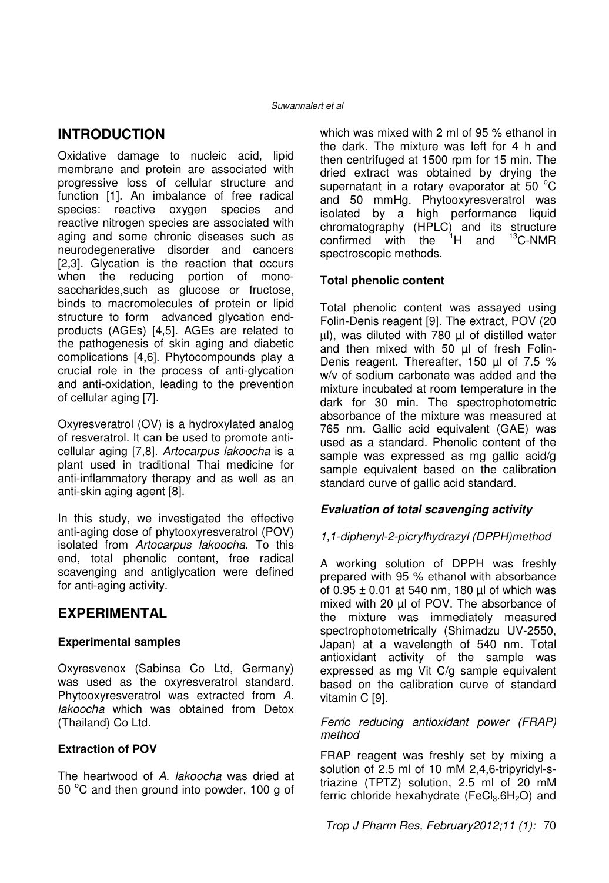## INTRODUCTION

Oxidative damage to nucleic acid, lipid membrane and protein are associated with progressive loss of cellular structure and function [1]. An imbalance of free radical species: reactive oxygen species and reactive nitrogen species are associated with aging and some chronic diseases such as neurodegenerative disorder and cancers [2,3]. Glycation is the reaction that occurs when the reducing portion of mono-saccharides,such as glucose or fructose, binds to macromolecules of protein or lipid structure to form advanced glycation end-products (AGEs) [4,5]. AGEs are related to the pathogenesis of skin aging and diabetic complications [4,6]. Phytocompounds play a crucial role in the process of anti-glycation and anti-oxidation, leading to the prevention of cellular aging [7].

Oxyresveratrol (OV) is a hydroxylated analog of resveratrol. It can be used to promote anti-cellular aging [7,8]. *Artocarpus lakoocha* is a plant used in traditional Thai medicine for anti-inflammatory therapy and as well as an anti-skin aging agent [8].

In this study, we investigated the effective anti-aging dose of phytooxyresveratrol (POV) isolated from *Artocarpus lakoocha*. To this end, total phenolic content, free radical scavenging and antiglycation were defined for anti-aging activity.

## EXPERIMENTAL

### Experimental samples

Oxyresvenox (Sabinsa Co Ltd, Germany) was used as the oxyresveratrol standard. Phytooxyresveratrol was extracted from *A. lakoocha* which was obtained from Detox (Thailand) Co Ltd.

### Extraction of POV

The heartwood of *A. lakoocha* was dried at 50 °C and then ground into powder, 100 g of which was mixed with 2 ml of 95 % ethanol in the dark. The mixture was left for 4 h and then centrifuged at 1500 rpm for 15 min. The dried extract was obtained by drying the supernatant in a rotary evaporator at 50 °C and 50 mmHg. Phytooxyresveratrol was isolated by a high performance liquid chromatography (HPLC) and its structure confirmed with the $^{1}H$ and $^{13}C$-NMR spectroscopic methods.

### Total phenolic content

Total phenolic content was assayed using Folin-Denis reagent [9]. The extract, POV (20 µl), was diluted with 780 µl of distilled water and then mixed with 50 µl of fresh Folin-Denis reagent. Thereafter, 150 µl of 7.5 % w/v of sodium carbonate was added and the mixture incubated at room temperature in the dark for 30 min. The spectrophotometric absorbance of the mixture was measured at 765 nm. Gallic acid equivalent (GAE) was used as a standard. Phenolic content of the sample was expressed as mg gallic acid/g sample equivalent based on the calibration standard curve of gallic acid standard.

### *Evaluation of total scavenging activity*

*1,1-diphenyl-2-picrylhydrazyl (DPPH)method*

A working solution of DPPH was freshly prepared with 95 % ethanol with absorbance of 0.95 ± 0.01 at 540 nm, 180 µl of which was mixed with 20 µl of POV. The absorbance of the mixture was immediately measured spectrophotometrically (Shimadzu UV-2550, Japan) at a wavelength of 540 nm. Total antioxidant activity of the sample was expressed as mg Vit C/g sample equivalent based on the calibration curve of standard vitamin C [9].

*Ferric reducing antioxidant power (FRAP) method*

FRAP reagent was freshly set by mixing a solution of 2.5 ml of 10 mM 2,4,6-tripyridyl-s-triazine (TPTZ) solution, 2.5 ml of 20 mM ferric chloride hexahydrate ($FeCl_3.6H_2O$) and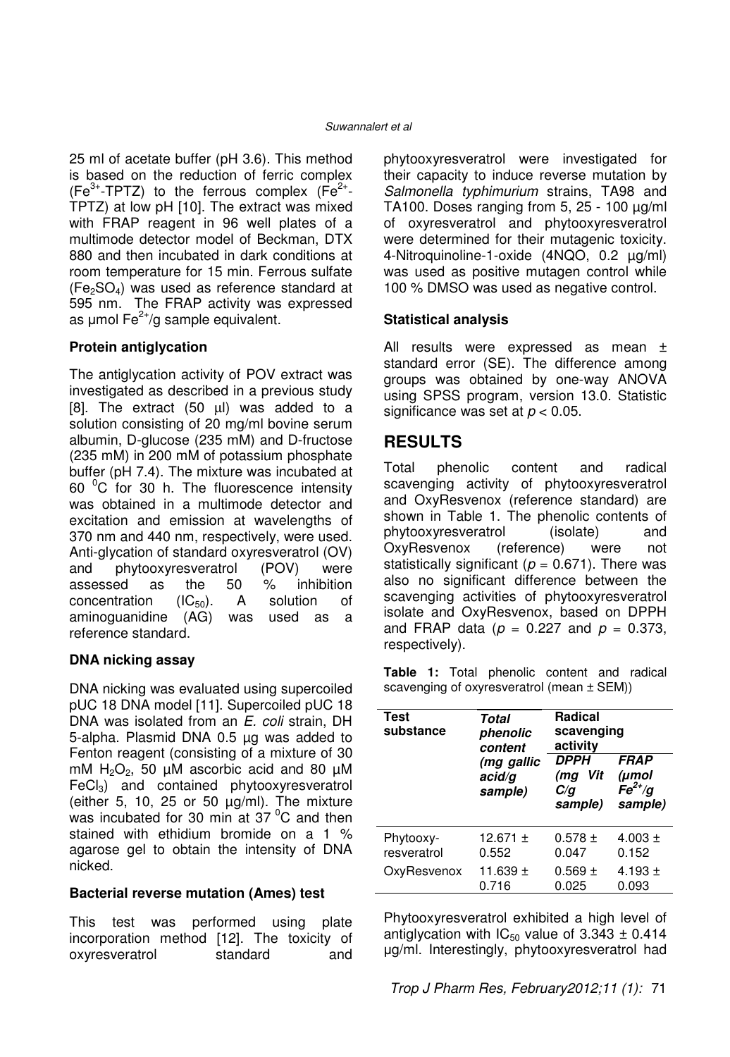25 ml of acetate buffer (pH 3.6). This method is based on the reduction of ferric complex ($Fe^{3+}$-TPTZ) to the ferrous complex ($Fe^{2+}$-TPTZ) at low pH [10]. The extract was mixed with FRAP reagent in 96 well plates of a multimode detector model of Beckman, DTX 880 and then incubated in dark conditions at room temperature for 15 min. Ferrous sulfate ($Fe_2SO_4$) was used as reference standard at 595 nm. The FRAP activity was expressed as µmol $Fe^{2+}$/g sample equivalent.

**Protein antiglycation**

The antiglycation activity of POV extract was investigated as described in a previous study [8]. The extract (50 µl) was added to a solution consisting of 20 mg/ml bovine serum albumin, D-glucose (235 mM) and D-fructose (235 mM) in 200 mM of potassium phosphate buffer (pH 7.4). The mixture was incubated at 60 °C for 30 h. The fluorescence intensity was obtained in a multimode detector and excitation and emission at wavelengths of 370 nm and 440 nm, respectively, were used. Anti-glycation of standard oxyresveratrol (OV) and phytooxyresveratrol (POV) were assessed as the 50 % inhibition concentration ($IC_{50}$). A solution of aminoguanidine (AG) was used as a reference standard.

**DNA nicking assay**

DNA nicking was evaluated using supercoiled pUC 18 DNA model [11]. Supercoiled pUC 18 DNA was isolated from an *E. coli* strain, DH 5-alpha. Plasmid DNA 0.5 µg was added to Fenton reagent (consisting of a mixture of 30 mM $H_2O_2$, 50 µM ascorbic acid and 80 µM $FeCl_3$) and contained phytooxyresveratrol (either 5, 10, 25 or 50 µg/ml). The mixture was incubated for 30 min at 37 °C and then stained with ethidium bromide on a 1 % agarose gel to obtain the intensity of DNA nicked.

**Bacterial reverse mutation (Ames) test**

This test was performed using plate incorporation method [12]. The toxicity of oxyresveratrol standard and phytooxyresveratrol were investigated for their capacity to induce reverse mutation by *Salmonella typhimurium* strains, TA98 and TA100. Doses ranging from 5, 25 - 100 µg/ml of oxyresveratrol and phytooxyresveratrol were determined for their mutagenic toxicity. 4-Nitroquinoline-1-oxide (4NQO, 0.2 µg/ml) was used as positive mutagen control while 100 % DMSO was used as negative control.

**Statistical analysis**

All results were expressed as mean ± standard error (SE). The difference among groups was obtained by one-way ANOVA using SPSS program, version 13.0. Statistic significance was set at $p < 0.05$.

# RESULTS

Total phenolic content and radical scavenging activity of phytooxyresveratrol and OxyResvenox (reference standard) are shown in Table 1. The phenolic contents of phytooxyresveratrol (isolate) and OxyResvenox (reference) were not statistically significant ($p = 0.671$). There was also no significant difference between the scavenging activities of phytooxyresveratrol isolate and OxyResvenox, based on DPPH and FRAP data ($p = 0.227$ and $p = 0.373$, respectively).

**Table 1:** Total phenolic content and radical scavenging of oxyresveratrol (mean ± SEM))

| Test substance | *Total phenolic content (mg gallic acid/g sample)* | **Radical scavenging activity** | |
|---|---|---|---|
| | | *DPPH (mg Vit C/g sample)* | *FRAP (µmol $Fe^{2+}$/g sample)* |
| Phytooxy-resveratrol | 12.671 ± 0.552 | 0.578 ± 0.047 | 4.003 ± 0.152 |
| OxyResvenox | 11.639 ± 0.716 | 0.569 ± 0.025 | 4.193 ± 0.093 |

Phytooxyresveratrol exhibited a high level of antiglycation with $IC_{50}$ value of 3.343 ± 0.414 µg/ml. Interestingly, phytooxyresveratrol had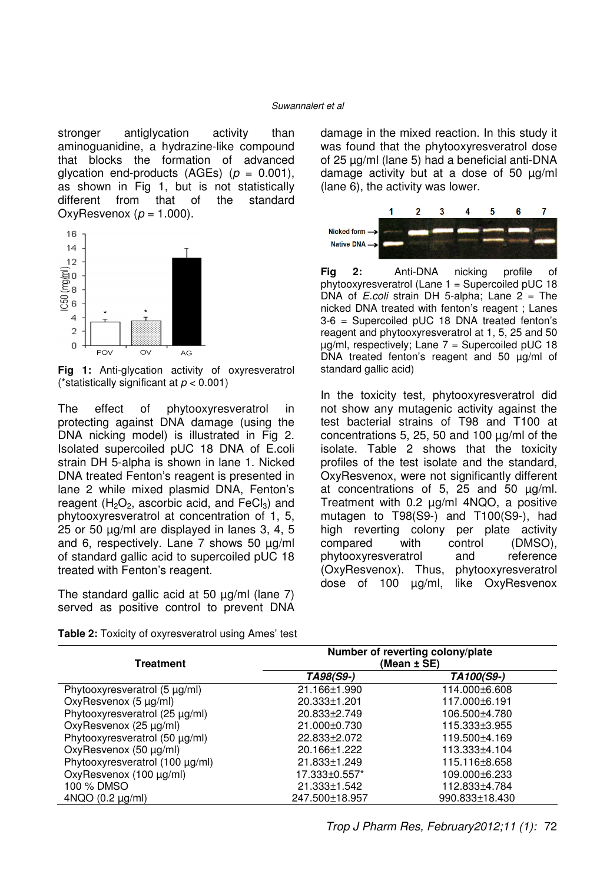stronger antiglycation activity than aminoguanidine, a hydrazine-like compound that blocks the formation of advanced glycation end-products (AGEs) ($p$ = 0.001), as shown in Fig 1, but is not statistically different from that of the standard OxyResvenox ($p$ = 1.000).

**Fig 1:** Anti-glycation activity of oxyresveratrol (*statistically significant at $p < 0.001$)

The effect of phytooxyresveratrol in protecting against DNA damage (using the DNA nicking model) is illustrated in Fig 2. Isolated supercoiled pUC 18 DNA of E.coli strain DH 5-alpha is shown in lane 1. Nicked DNA treated Fenton's reagent is presented in lane 2 while mixed plasmid DNA, Fenton's reagent ($H_2O_2$, ascorbic acid, and $FeCl_3$) and phytooxyresveratrol at concentration of 1, 5, 25 or 50 µg/ml are displayed in lanes 3, 4, 5 and 6, respectively. Lane 7 shows 50 µg/ml of standard gallic acid to supercoiled pUC 18 treated with Fenton's reagent.

The standard gallic acid at 50 µg/ml (lane 7) served as positive control to prevent DNA damage in the mixed reaction. In this study it was found that the phytooxyresveratrol dose of 25 µg/ml (lane 5) had a beneficial anti-DNA damage activity but at a dose of 50 µg/ml (lane 6), the activity was lower.

**Fig 2:** Anti-DNA nicking profile of phytooxyresveratrol (Lane 1 = Supercoiled pUC 18 DNA of *E.coli* strain DH 5-alpha; Lane 2 = The nicked DNA treated with fenton's reagent ; Lanes 3-6 = Supercoiled pUC 18 DNA treated fenton's reagent and phytooxyresveratrol at 1, 5, 25 and 50 µg/ml, respectively; Lane 7 = Supercoiled pUC 18 DNA treated fenton's reagent and 50 µg/ml of standard gallic acid)

In the toxicity test, phytooxyresveratrol did not show any mutagenic activity against the test bacterial strains of T98 and T100 at concentrations 5, 25, 50 and 100 µg/ml of the isolate. Table 2 shows that the toxicity profiles of the test isolate and the standard, OxyResvenox, were not significantly different at concentrations of 5, 25 and 50 µg/ml. Treatment with 0.2 µg/ml 4NQO, a positive mutagen to T98(S9-) and T100(S9-), had high reverting colony per plate activity compared with control (DMSO), phytooxyresveratrol and reference (OxyResvenox). Thus, phytooxyresveratrol dose of 100 µg/ml, like OxyResvenox

**Table 2:** Toxicity of oxyresveratrol using Ames' test

| Treatment | Number of reverting colony/plate (Mean ± SE) | |
|---|---|---|
| | *TA98(S9-)* | *TA100(S9-)* |
| Phytooxyresveratrol (5 µg/ml) | 21.166±1.990 | 114.000±6.608 |
| OxyResvenox (5 µg/ml) | 20.333±1.201 | 117.000±6.191 |
| Phytooxyresveratrol (25 µg/ml) | 20.833±2.749 | 106.500±4.780 |
| OxyResvenox (25 µg/ml) | 21.000±0.730 | 115.333±3.955 |
| Phytooxyresveratrol (50 µg/ml) | 22.833±2.072 | 119.500±4.169 |
| OxyResvenox (50 µg/ml) | 20.166±1.222 | 113.333±4.104 |
| Phytooxyresveratrol (100 µg/ml) | 21.833±1.249 | 115.116±8.658 |
| OxyResvenox (100 µg/ml) | 17.333±0.557* | 109.000±6.233 |
| 100 % DMSO | 21.333±1.542 | 112.833±4.784 |
| 4NQO (0.2 µg/ml) | 247.500±18.957 | 990.833±18.430 |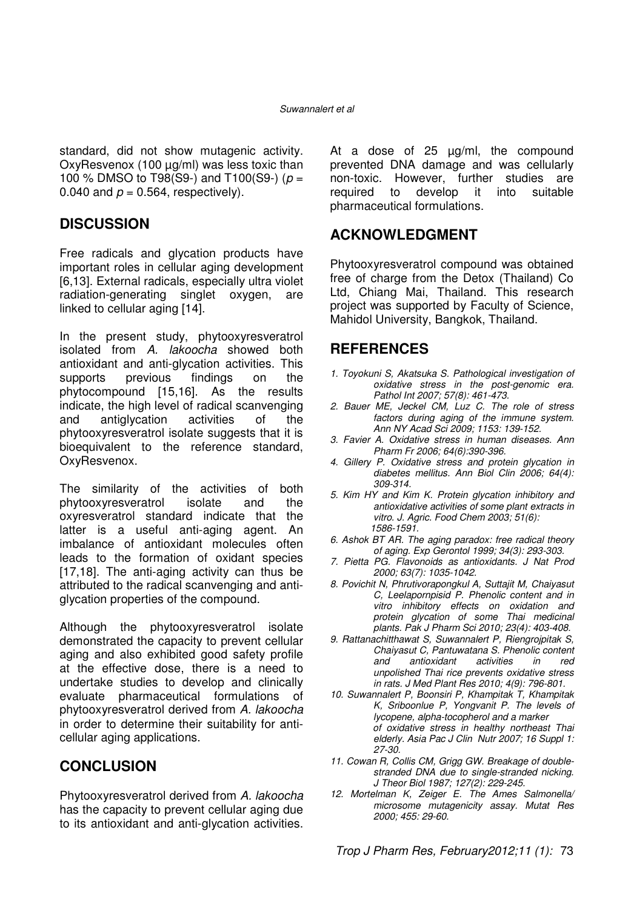standard, did not show mutagenic activity. OxyResvenox (100 µg/ml) was less toxic than 100 % DMSO to T98(S9-) and T100(S9-) ($p$ = 0.040 and $p$ = 0.564, respectively).

## DISCUSSION

Free radicals and glycation products have important roles in cellular aging development [6,13]. External radicals, especially ultra violet radiation-generating singlet oxygen, are linked to cellular aging [14].

In the present study, phytooxyresveratrol isolated from *A. lakoocha* showed both antioxidant and anti-glycation activities. This supports previous findings on the phytocompound [15,16]. As the results indicate, the high level of radical scanvenging and antiglycation activities of the phytooxyresveratrol isolate suggests that it is bioequivalent to the reference standard, OxyResvenox.

The similarity of the activities of both phytooxyresveratrol isolate and the oxyresveratrol standard indicate that the latter is a useful anti-aging agent. An imbalance of antioxidant molecules often leads to the formation of oxidant species [17,18]. The anti-aging activity can thus be attributed to the radical scanvenging and anti-glycation properties of the compound.

Although the phytooxyresveratrol isolate demonstrated the capacity to prevent cellular aging and also exhibited good safety profile at the effective dose, there is a need to undertake studies to develop and clinically evaluate pharmaceutical formulations of phytooxyresveratrol derived from *A. lakoocha* in order to determine their suitability for anti-cellular aging applications.

## CONCLUSION

Phytooxyresveratrol derived from *A. lakoocha* has the capacity to prevent cellular aging due to its antioxidant and anti-glycation activities. At a dose of 25 µg/ml, the compound prevented DNA damage and was cellularly non-toxic. However, further studies are required to develop it into suitable pharmaceutical formulations.

## ACKNOWLEDGMENT

Phytooxyresveratrol compound was obtained free of charge from the Detox (Thailand) Co Ltd, Chiang Mai, Thailand. This research project was supported by Faculty of Science, Mahidol University, Bangkok, Thailand.

## REFERENCES

1. Toyokuni S, Akatsuka S. Pathological investigation of oxidative stress in the post-genomic era. Pathol Int 2007; 57(8): 461-473.
2. Bauer ME, Jeckel CM, Luz C. The role of stress factors during aging of the immune system. Ann NY Acad Sci 2009; 1153: 139-152.
3. Favier A. Oxidative stress in human diseases. Ann Pharm Fr 2006; 64(6):390-396.
4. Gillery P. Oxidative stress and protein glycation in diabetes mellitus. Ann Biol Clin 2006; 64(4): 309-314.
5. Kim HY and Kim K. Protein glycation inhibitory and antioxidative activities of some plant extracts in vitro. J. Agric. Food Chem 2003; 51(6): 1586-1591.
6. Ashok BT AR. The aging paradox: free radical theory of aging. Exp Gerontol 1999; 34(3): 293-303.
7. Pietta PG. Flavonoids as antioxidants. J Nat Prod 2000; 63(7): 1035-1042.
8. Povichit N, Phrutivorapongkul A, Suttajit M, Chaiyasut C, Leelapornpisid P. Phenolic content and in vitro inhibitory effects on oxidation and protein glycation of some Thai medicinal plants. Pak J Pharm Sci 2010; 23(4): 403-408.
9. Rattanachitthawat S, Suwannalert P, Riengrojpitak S, Chaiyasut C, Pantuwatana S. Phenolic content and antioxidant activities in red unpolished Thai rice prevents oxidative stress in rats. J Med Plant Res 2010; 4(9): 796-801.
10. Suwannalert P, Boonsiri P, Khampitak T, Khampitak K, Sriboonlue P, Yongvanit P. The levels of lycopene, alpha-tocopherol and a marker of oxidative stress in healthy northeast Thai elderly. Asia Pac J Clin Nutr 2007; 16 Suppl 1: 27-30.
11. Cowan R, Collis CM, Grigg GW. Breakage of double-stranded DNA due to single-stranded nicking. J Theor Biol 1987; 127(2): 229-245.
12. Mortelman K, Zeiger E. The Ames Salmonella/ microsome mutagenicity assay. Mutat Res 2000; 455: 29-60.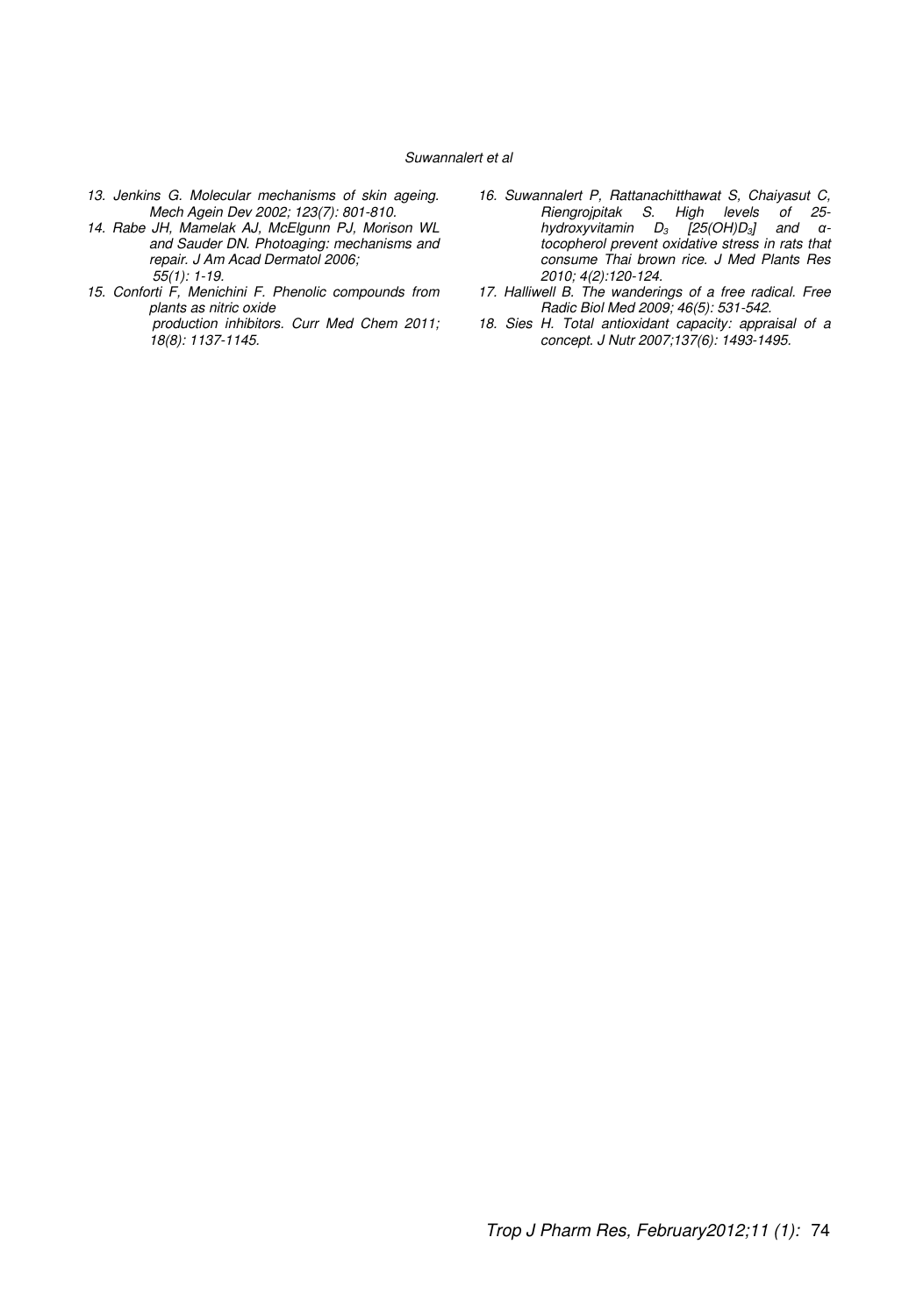13. Jenkins G. Molecular mechanisms of skin ageing. Mech Agein Dev 2002; 123(7): 801-810.
14. Rabe JH, Mamelak AJ, McElgunn PJ, Morison WL and Sauder DN. Photoaging: mechanisms and repair. J Am Acad Dermatol 2006; 55(1): 1-19.
15. Conforti F, Menichini F. Phenolic compounds from plants as nitric oxide production inhibitors. Curr Med Chem 2011; 18(8): 1137-1145.
16. Suwannalert P, Rattanachitthawat S, Chaiyasut C, Riengrojpitak S. High levels of 25-hydroxyvitamin $D_3$ [25(OH)$D_3$] and α-tocopherol prevent oxidative stress in rats that consume Thai brown rice. J Med Plants Res 2010; 4(2):120-124.
17. Halliwell B. The wanderings of a free radical. Free Radic Biol Med 2009; 46(5): 531-542.
18. Sies H. Total antioxidant capacity: appraisal of a concept. J Nutr 2007;137(6): 1493-1495.